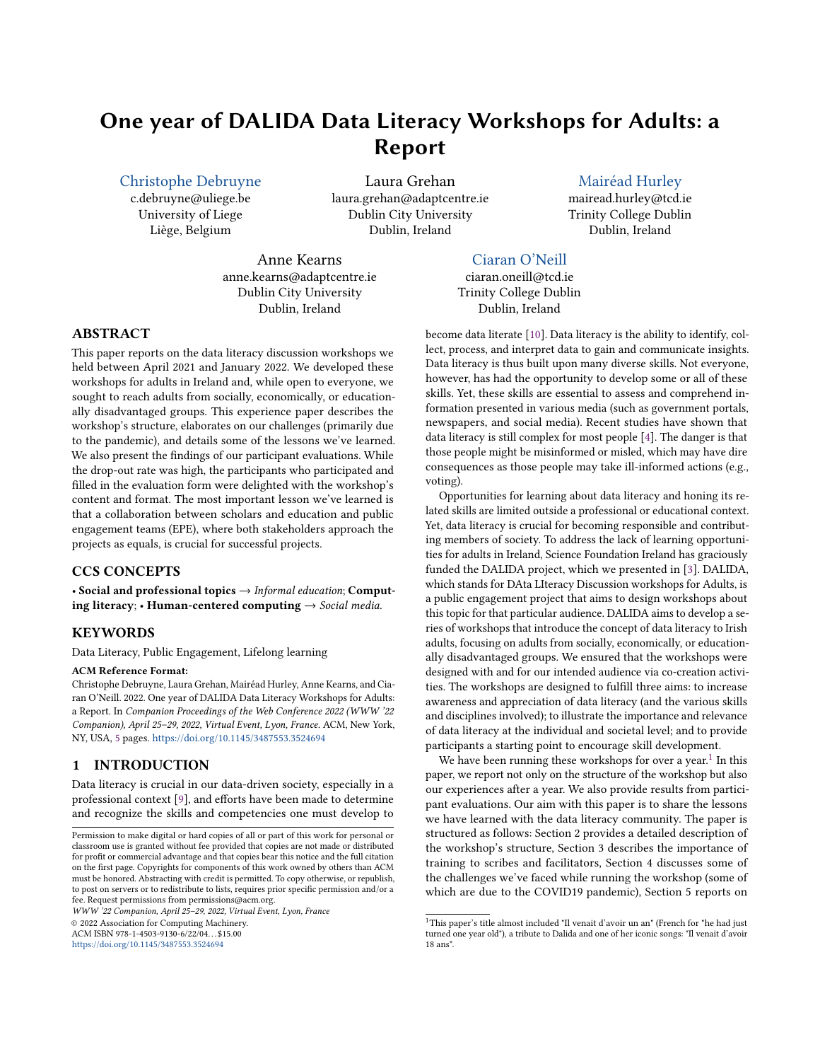# One year of DALIDA Data Literacy Workshops for Adults: a Report

Christophe Debruyne
c.debruyne@uliege.be
University of Liege
Liège, Belgium

Laura Grehan
laura.grehan@adaptcentre.ie
Dublin City University
Dublin, Ireland

Mairéad Hurley
mairead.hurley@tcd.ie
Trinity College Dublin
Dublin, Ireland

Anne Kearns
anne.kearns@adaptcentre.ie
Dublin City University
Dublin, Ireland

Ciaran O'Neill
ciaran.oneill@tcd.ie
Trinity College Dublin
Dublin, Ireland

## ABSTRACT

This paper reports on the data literacy discussion workshops we held between April 2021 and January 2022. We developed these workshops for adults in Ireland and, while open to everyone, we sought to reach adults from socially, economically, or educationally disadvantaged groups. This experience paper describes the workshop's structure, elaborates on our challenges (primarily due to the pandemic), and details some of the lessons we've learned. We also present the findings of our participant evaluations. While the drop-out rate was high, the participants who participated and filled in the evaluation form were delighted with the workshop's content and format. The most important lesson we've learned is that a collaboration between scholars and education and public engagement teams (EPE), where both stakeholders approach the projects as equals, is crucial for successful projects.

## CCS CONCEPTS

• **Social and professional topics** → *Informal education*; **Computing literacy**; • **Human-centered computing** → *Social media*.

## KEYWORDS

Data Literacy, Public Engagement, Lifelong learning

**ACM Reference Format:**
Christophe Debruyne, Laura Grehan, Mairéad Hurley, Anne Kearns, and Ciaran O'Neill. 2022. One year of DALIDA Data Literacy Workshops for Adults: a Report. In *Companion Proceedings of the Web Conference 2022 (WWW '22 Companion), April 25–29, 2022, Virtual Event, Lyon, France.* ACM, New York, NY, USA, 5 pages. https://doi.org/10.1145/3487553.3524694

## 1 INTRODUCTION

Data literacy is crucial in our data-driven society, especially in a professional context [9], and efforts have been made to determine and recognize the skills and competencies one must develop to become data literate [10]. Data literacy is the ability to identify, collect, process, and interpret data to gain and communicate insights. Data literacy is thus built upon many diverse skills. Not everyone, however, has had the opportunity to develop some or all of these skills. Yet, these skills are essential to assess and comprehend information presented in various media (such as government portals, newspapers, and social media). Recent studies have shown that data literacy is still complex for most people [4]. The danger is that those people might be misinformed or misled, which may have dire consequences as those people may take ill-informed actions (e.g., voting).

Opportunities for learning about data literacy and honing its related skills are limited outside a professional or educational context. Yet, data literacy is crucial for becoming responsible and contributing members of society. To address the lack of learning opportunities for adults in Ireland, Science Foundation Ireland has graciously funded the DALIDA project, which we presented in [3]. DALIDA, which stands for DAta LIteracy Discussion workshops for Adults, is a public engagement project that aims to design workshops about this topic for that particular audience. DALIDA aims to develop a series of workshops that introduce the concept of data literacy to Irish adults, focusing on adults from socially, economically, or educationally disadvantaged groups. We ensured that the workshops were designed with and for our intended audience via co-creation activities. The workshops are designed to fulfill three aims: to increase awareness and appreciation of data literacy (and the various skills and disciplines involved); to illustrate the importance and relevance of data literacy at the individual and societal level; and to provide participants a starting point to encourage skill development.

We have been running these workshops for over a year.[1] In this paper, we report not only on the structure of the workshop but also our experiences after a year. We also provide results from participant evaluations. Our aim with this paper is to share the lessons we have learned with the data literacy community. The paper is structured as follows: Section 2 provides a detailed description of the workshop's structure, Section 3 describes the importance of training to scribes and facilitators, Section 4 discusses some of the challenges we've faced while running the workshop (some of which are due to the COVID19 pandemic), Section 5 reports on

[1] This paper's title almost included "Il venait d'avoir un an" (French for "he had just turned one year old"), a tribute to Dalida and one of her iconic songs: "Il venait d'avoir 18 ans".

Permission to make digital or hard copies of all or part of this work for personal or classroom use is granted without fee provided that copies are not made or distributed for profit or commercial advantage and that copies bear this notice and the full citation on the first page. Copyrights for components of this work owned by others than ACM must be honored. Abstracting with credit is permitted. To copy otherwise, or republish, to post on servers or to redistribute to lists, requires prior specific permission and/or a fee. Request permissions from permissions@acm.org.
*WWW '22 Companion, April 25–29, 2022, Virtual Event, Lyon, France*
© 2022 Association for Computing Machinery.
ACM ISBN 978-1-4503-9130-6/22/04...$15.00
https://doi.org/10.1145/3487553.3524694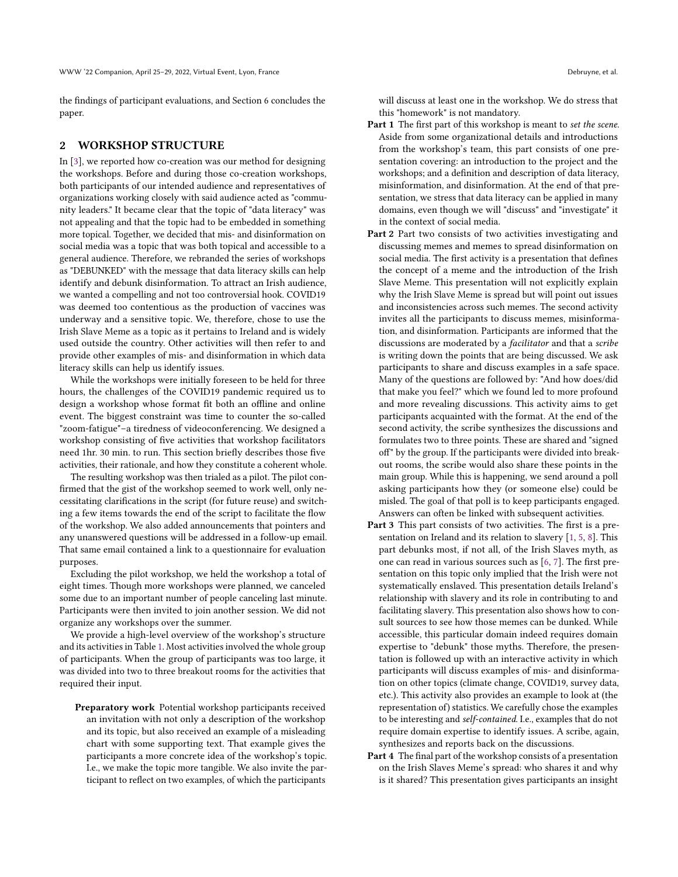the findings of participant evaluations, and Section 6 concludes the paper.

## 2 WORKSHOP STRUCTURE

In [3], we reported how co-creation was our method for designing the workshops. Before and during those co-creation workshops, both participants of our intended audience and representatives of organizations working closely with said audience acted as "community leaders." It became clear that the topic of "data literacy" was not appealing and that the topic had to be embedded in something more topical. Together, we decided that mis- and disinformation on social media was a topic that was both topical and accessible to a general audience. Therefore, we rebranded the series of workshops as "DEBUNKED" with the message that data literacy skills can help identify and debunk disinformation. To attract an Irish audience, we wanted a compelling and not too controversial hook. COVID19 was deemed too contentious as the production of vaccines was underway and a sensitive topic. We, therefore, chose to use the Irish Slave Meme as a topic as it pertains to Ireland and is widely used outside the country. Other activities will then refer to and provide other examples of mis- and disinformation in which data literacy skills can help us identify issues.

While the workshops were initially foreseen to be held for three hours, the challenges of the COVID19 pandemic required us to design a workshop whose format fit both an offline and online event. The biggest constraint was time to counter the so-called "zoom-fatigue"–a tiredness of videoconferencing. We designed a workshop consisting of five activities that workshop facilitators need 1hr. 30 min. to run. This section briefly describes those five activities, their rationale, and how they constitute a coherent whole.

The resulting workshop was then trialed as a pilot. The pilot confirmed that the gist of the workshop seemed to work well, only necessitating clarifications in the script (for future reuse) and switching a few items towards the end of the script to facilitate the flow of the workshop. We also added announcements that pointers and any unanswered questions will be addressed in a follow-up email. That same email contained a link to a questionnaire for evaluation purposes.

Excluding the pilot workshop, we held the workshop a total of eight times. Though more workshops were planned, we canceled some due to an important number of people canceling last minute. Participants were then invited to join another session. We did not organize any workshops over the summer.

We provide a high-level overview of the workshop's structure and its activities in Table 1. Most activities involved the whole group of participants. When the group of participants was too large, it was divided into two to three breakout rooms for the activities that required their input.

**Preparatory work** Potential workshop participants received an invitation with not only a description of the workshop and its topic, but also received an example of a misleading chart with some supporting text. That example gives the participants a more concrete idea of the workshop's topic. I.e., we make the topic more tangible. We also invite the participant to reflect on two examples, of which the participants will discuss at least one in the workshop. We do stress that this "homework" is not mandatory.

**Part 1** The first part of this workshop is meant to *set the scene*. Aside from some organizational details and introductions from the workshop's team, this part consists of one presentation covering: an introduction to the project and the workshops; and a definition and description of data literacy, misinformation, and disinformation. At the end of that presentation, we stress that data literacy can be applied in many domains, even though we will "discuss" and "investigate" it in the context of social media.

**Part 2** Part two consists of two activities investigating and discussing memes and memes to spread disinformation on social media. The first activity is a presentation that defines the concept of a meme and the introduction of the Irish Slave Meme. This presentation will not explicitly explain why the Irish Slave Meme is spread but will point out issues and inconsistencies across such memes. The second activity invites all the participants to discuss memes, misinformation, and disinformation. Participants are informed that the discussions are moderated by a *facilitator* and that a *scribe* is writing down the points that are being discussed. We ask participants to share and discuss examples in a safe space. Many of the questions are followed by: "And how does/did that make you feel?" which we found led to more profound and more revealing discussions. This activity aims to get participants acquainted with the format. At the end of the second activity, the scribe synthesizes the discussions and formulates two to three points. These are shared and "signed off" by the group. If the participants were divided into breakout rooms, the scribe would also share these points in the main group. While this is happening, we send around a poll asking participants how they (or someone else) could be misled. The goal of that poll is to keep participants engaged. Answers can often be linked with subsequent activities.

**Part 3** This part consists of two activities. The first is a presentation on Ireland and its relation to slavery [1, 5, 8]. This part debunks most, if not all, of the Irish Slaves myth, as one can read in various sources such as [6, 7]. The first presentation on this topic only implied that the Irish were not systematically enslaved. This presentation details Ireland's relationship with slavery and its role in contributing to and facilitating slavery. This presentation also shows how to consult sources to see how those memes can be dunked. While accessible, this particular domain indeed requires domain expertise to "debunk" those myths. Therefore, the presentation is followed up with an interactive activity in which participants will discuss examples of mis- and disinformation on other topics (climate change, COVID19, survey data, etc.). This activity also provides an example to look at (the representation of) statistics. We carefully chose the examples to be interesting and *self-contained*. I.e., examples that do not require domain expertise to identify issues. A scribe, again, synthesizes and reports back on the discussions.

**Part 4** The final part of the workshop consists of a presentation on the Irish Slaves Meme's spread: who shares it and why is it shared? This presentation gives participants an insight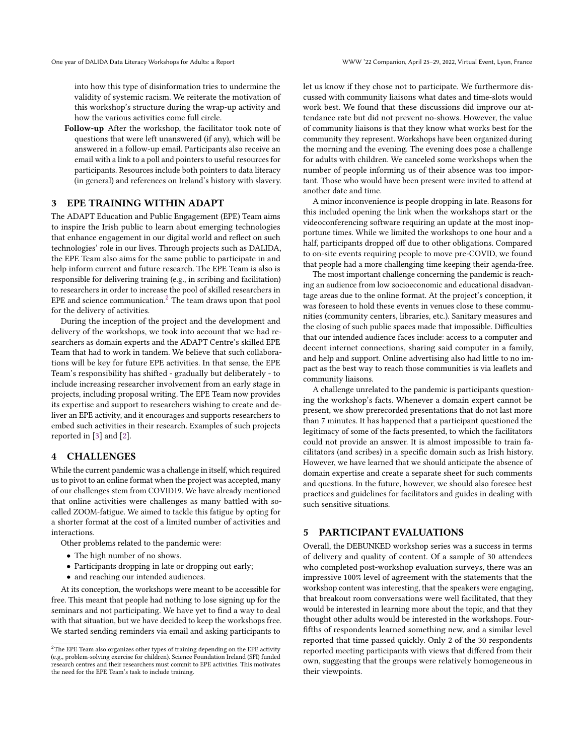into how this type of disinformation tries to undermine the validity of systemic racism. We reiterate the motivation of this workshop's structure during the wrap-up activity and how the various activities come full circle.

**Follow-up** After the workshop, the facilitator took note of questions that were left unanswered (if any), which will be answered in a follow-up email. Participants also receive an email with a link to a poll and pointers to useful resources for participants. Resources include both pointers to data literacy (in general) and references on Ireland's history with slavery.

## 3 EPE TRAINING WITHIN ADAPT

The ADAPT Education and Public Engagement (EPE) Team aims to inspire the Irish public to learn about emerging technologies that enhance engagement in our digital world and reflect on such technologies' role in our lives. Through projects such as DALIDA, the EPE Team also aims for the same public to participate in and help inform current and future research. The EPE Team is also is responsible for delivering training (e.g., in scribing and facilitation) to researchers in order to increase the pool of skilled researchers in EPE and science communication.[2] The team draws upon that pool for the delivery of activities.

During the inception of the project and the development and delivery of the workshops, we took into account that we had researchers as domain experts and the ADAPT Centre's skilled EPE Team that had to work in tandem. We believe that such collaborations will be key for future EPE activities. In that sense, the EPE Team's responsibility has shifted - gradually but deliberately - to include increasing researcher involvement from an early stage in projects, including proposal writing. The EPE Team now provides its expertise and support to researchers wishing to create and deliver an EPE activity, and it encourages and supports researchers to embed such activities in their research. Examples of such projects reported in [3] and [2].

## 4 CHALLENGES

While the current pandemic was a challenge in itself, which required us to pivot to an online format when the project was accepted, many of our challenges stem from COVID19. We have already mentioned that online activities were challenges as many battled with so-called ZOOM-fatigue. We aimed to tackle this fatigue by opting for a shorter format at the cost of a limited number of activities and interactions.

Other problems related to the pandemic were:

- The high number of no shows.
- Participants dropping in late or dropping out early;
- and reaching our intended audiences.

At its conception, the workshops were meant to be accessible for free. This meant that people had nothing to lose signing up for the seminars and not participating. We have yet to find a way to deal with that situation, but we have decided to keep the workshops free. We started sending reminders via email and asking participants to let us know if they chose not to participate. We furthermore discussed with community liaisons what dates and time-slots would work best. We found that these discussions did improve our attendance rate but did not prevent no-shows. However, the value of community liaisons is that they know what works best for the community they represent. Workshops have been organized during the morning and the evening. The evening does pose a challenge for adults with children. We canceled some workshops when the number of people informing us of their absence was too important. Those who would have been present were invited to attend at another date and time.

A minor inconvenience is people dropping in late. Reasons for this included opening the link when the workshops start or the videoconferencing software requiring an update at the most inopportune times. While we limited the workshops to one hour and a half, participants dropped off due to other obligations. Compared to on-site events requiring people to move pre-COVID, we found that people had a more challenging time keeping their agenda-free.

The most important challenge concerning the pandemic is reaching an audience from low socioeconomic and educational disadvantage areas due to the online format. At the project's conception, it was foreseen to hold these events in venues close to these communities (community centers, libraries, etc.). Sanitary measures and the closing of such public spaces made that impossible. Difficulties that our intended audience faces include: access to a computer and decent internet connections, sharing said computer in a family, and help and support. Online advertising also had little to no impact as the best way to reach those communities is via leaflets and community liaisons.

A challenge unrelated to the pandemic is participants questioning the workshop's facts. Whenever a domain expert cannot be present, we show prerecorded presentations that do not last more than 7 minutes. It has happened that a participant questioned the legitimacy of some of the facts presented, to which the facilitators could not provide an answer. It is almost impossible to train facilitators (and scribes) in a specific domain such as Irish history. However, we have learned that we should anticipate the absence of domain expertise and create a separate sheet for such comments and questions. In the future, however, we should also foresee best practices and guidelines for facilitators and guides in dealing with such sensitive situations.

## 5 PARTICIPANT EVALUATIONS

Overall, the DEBUNKED workshop series was a success in terms of delivery and quality of content. Of a sample of 30 attendees who completed post-workshop evaluation surveys, there was an impressive 100% level of agreement with the statements that the workshop content was interesting, that the speakers were engaging, that breakout room conversations were well facilitated, that they would be interested in learning more about the topic, and that they thought other adults would be interested in the workshops. Four-fifths of respondents learned something new, and a similar level reported that time passed quickly. Only 2 of the 30 respondents reported meeting participants with views that differed from their own, suggesting that the groups were relatively homogeneous in their viewpoints.

[2] The EPE Team also organizes other types of training depending on the EPE activity (e.g., problem-solving exercise for children). Science Foundation Ireland (SFI) funded research centres and their researchers must commit to EPE activities. This motivates the need for the EPE Team's task to include training.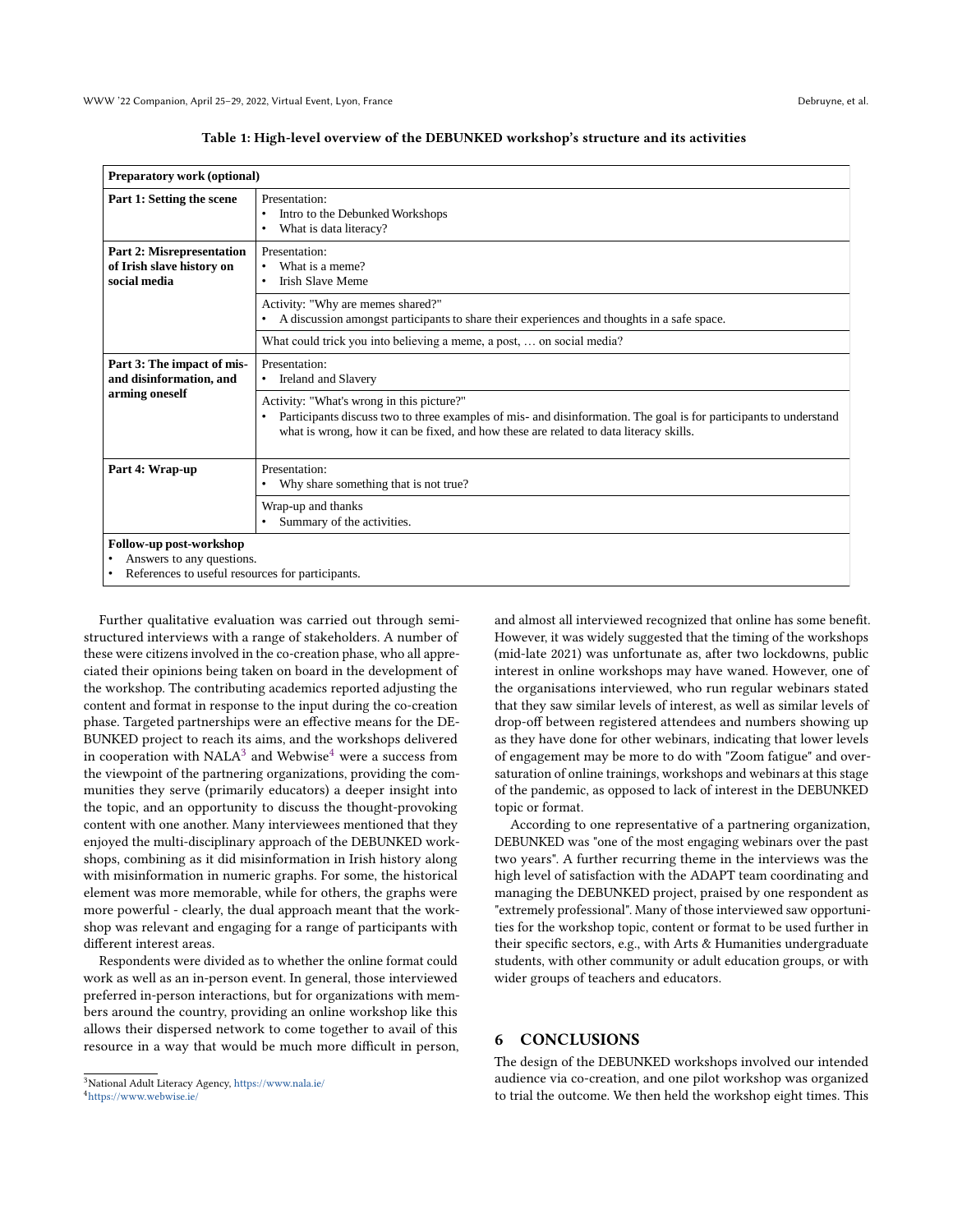Table 1: High-level overview of the DEBUNKED workshop's structure and its activities

| **Preparatory work (optional)** | |
|---|---|
| **Part 1: Setting the scene** | Presentation:<br>• Intro to the Debunked Workshops<br>• What is data literacy? |
| **Part 2: Misrepresentation of Irish slave history on social media** | Presentation:<br>• What is a meme?<br>• Irish Slave Meme |
| | Activity: "Why are memes shared?"<br>• A discussion amongst participants to share their experiences and thoughts in a safe space. |
| | What could trick you into believing a meme, a post, … on social media? |
| **Part 3: The impact of mis- and disinformation, and arming oneself** | Presentation:<br>• Ireland and Slavery |
| | Activity: "What's wrong in this picture?"<br>• Participants discuss two to three examples of mis- and disinformation. The goal is for participants to understand what is wrong, how it can be fixed, and how these are related to data literacy skills. |
| **Part 4: Wrap-up** | Presentation:<br>• Why share something that is not true? |
| | Wrap-up and thanks<br>• Summary of the activities. |
| **Follow-up post-workshop**<br>• Answers to any questions.<br>• References to useful resources for participants. | |

Further qualitative evaluation was carried out through semi-structured interviews with a range of stakeholders. A number of these were citizens involved in the co-creation phase, who all appreciated their opinions being taken on board in the development of the workshop. The contributing academics reported adjusting the content and format in response to the input during the co-creation phase. Targeted partnerships were an effective means for the DEBUNKED project to reach its aims, and the workshops delivered in cooperation with NALA[3] and Webwise[4] were a success from the viewpoint of the partnering organizations, providing the communities they serve (primarily educators) a deeper insight into the topic, and an opportunity to discuss the thought-provoking content with one another. Many interviewees mentioned that they enjoyed the multi-disciplinary approach of the DEBUNKED workshops, combining as it did misinformation in Irish history along with misinformation in numeric graphs. For some, the historical element was more memorable, while for others, the graphs were more powerful - clearly, the dual approach meant that the workshop was relevant and engaging for a range of participants with different interest areas.

Respondents were divided as to whether the online format could work as well as an in-person event. In general, those interviewed preferred in-person interactions, but for organizations with members around the country, providing an online workshop like this allows their dispersed network to come together to avail of this resource in a way that would be much more difficult in person, and almost all interviewed recognized that online has some benefit. However, it was widely suggested that the timing of the workshops (mid-late 2021) was unfortunate as, after two lockdowns, public interest in online workshops may have waned. However, one of the organisations interviewed, who run regular webinars stated that they saw similar levels of interest, as well as similar levels of drop-off between registered attendees and numbers showing up as they have done for other webinars, indicating that lower levels of engagement may be more to do with "Zoom fatigue" and over-saturation of online trainings, workshops and webinars at this stage of the pandemic, as opposed to lack of interest in the DEBUNKED topic or format.

According to one representative of a partnering organization, DEBUNKED was "one of the most engaging webinars over the past two years". A further recurring theme in the interviews was the high level of satisfaction with the ADAPT team coordinating and managing the DEBUNKED project, praised by one respondent as "extremely professional". Many of those interviewed saw opportunities for the workshop topic, content or format to be used further in their specific sectors, e.g., with Arts & Humanities undergraduate students, with other community or adult education groups, or with wider groups of teachers and educators.

## 6 CONCLUSIONS

The design of the DEBUNKED workshops involved our intended audience via co-creation, and one pilot workshop was organized to trial the outcome. We then held the workshop eight times. This

[3] National Adult Literacy Agency, https://www.nala.ie/

[4] https://www.webwise.ie/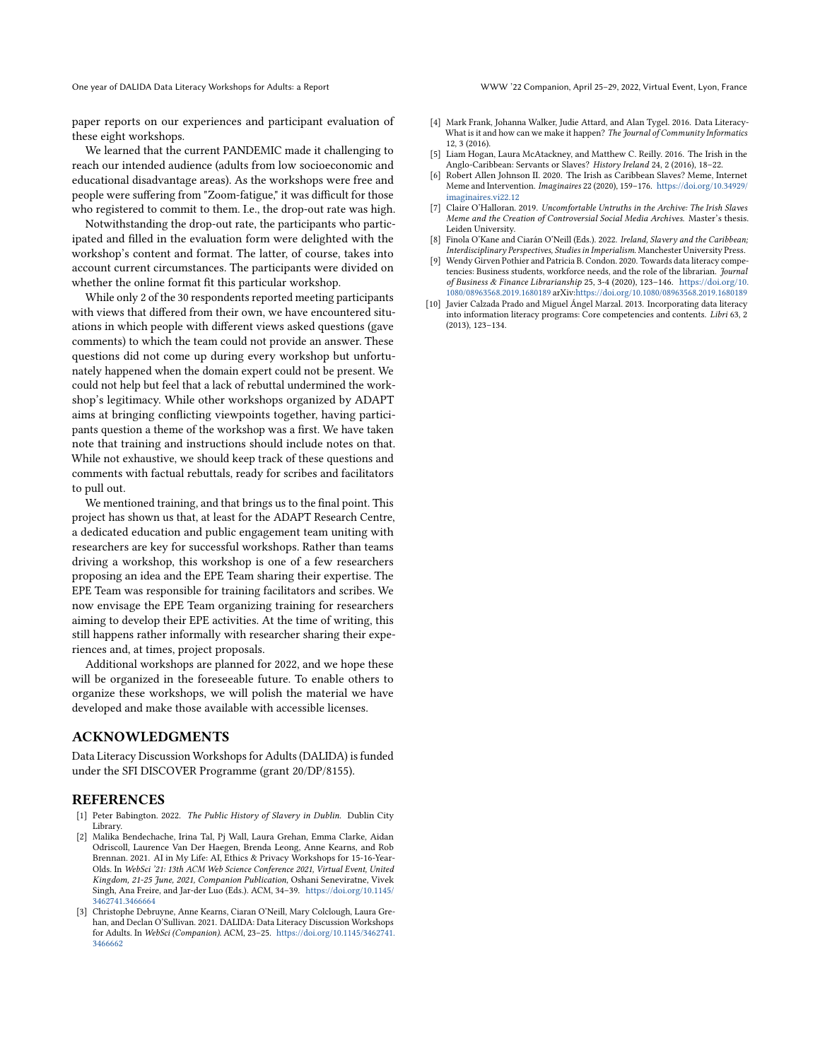paper reports on our experiences and participant evaluation of these eight workshops.

We learned that the current PANDEMIC made it challenging to reach our intended audience (adults from low socioeconomic and educational disadvantage areas). As the workshops were free and people were suffering from "Zoom-fatigue," it was difficult for those who registered to commit to them. I.e., the drop-out rate was high.

Notwithstanding the drop-out rate, the participants who participated and filled in the evaluation form were delighted with the workshop's content and format. The latter, of course, takes into account current circumstances. The participants were divided on whether the online format fit this particular workshop.

While only 2 of the 30 respondents reported meeting participants with views that differed from their own, we have encountered situations in which people with different views asked questions (gave comments) to which the team could not provide an answer. These questions did not come up during every workshop but unfortunately happened when the domain expert could not be present. We could not help but feel that a lack of rebuttal undermined the workshop's legitimacy. While other workshops organized by ADAPT aims at bringing conflicting viewpoints together, having participants question a theme of the workshop was a first. We have taken note that training and instructions should include notes on that. While not exhaustive, we should keep track of these questions and comments with factual rebuttals, ready for scribes and facilitators to pull out.

We mentioned training, and that brings us to the final point. This project has shown us that, at least for the ADAPT Research Centre, a dedicated education and public engagement team uniting with researchers are key for successful workshops. Rather than teams driving a workshop, this workshop is one of a few researchers proposing an idea and the EPE Team sharing their expertise. The EPE Team was responsible for training facilitators and scribes. We now envisage the EPE Team organizing training for researchers aiming to develop their EPE activities. At the time of writing, this still happens rather informally with researcher sharing their experiences and, at times, project proposals.

Additional workshops are planned for 2022, and we hope these will be organized in the foreseeable future. To enable others to organize these workshops, we will polish the material we have developed and make those available with accessible licenses.

## ACKNOWLEDGMENTS

Data Literacy Discussion Workshops for Adults (DALIDA) is funded under the SFI DISCOVER Programme (grant 20/DP/8155).

## REFERENCES

[1] Peter Babington. 2022. *The Public History of Slavery in Dublin.* Dublin City Library.

[2] Malika Bendechache, Irina Tal, Pj Wall, Laura Grehan, Emma Clarke, Aidan Odriscoll, Laurence Van Der Haegen, Brenda Leong, Anne Kearns, and Rob Brennan. 2021. AI in My Life: AI, Ethics & Privacy Workshops for 15-16-Year-Olds. In *WebSci '21: 13th ACM Web Science Conference 2021, Virtual Event, United Kingdom, 21-25 June, 2021, Companion Publication*, Oshani Seneviratne, Vivek Singh, Ana Freire, and Jar-der Luo (Eds.). ACM, 34–39. https://doi.org/10.1145/3462741.3466664

[3] Christophe Debruyne, Anne Kearns, Ciaran O'Neill, Mary Colclough, Laura Grehan, and Declan O'Sullivan. 2021. DALIDA: Data Literacy Discussion Workshops for Adults. In *WebSci (Companion)*. ACM, 23–25. https://doi.org/10.1145/3462741.3466662

[4] Mark Frank, Johanna Walker, Judie Attard, and Alan Tygel. 2016. Data Literacy-What is it and how can we make it happen? *The Journal of Community Informatics* 12, 3 (2016).

[5] Liam Hogan, Laura McAtackney, and Matthew C. Reilly. 2016. The Irish in the Anglo-Caribbean: Servants or Slaves? *History Ireland* 24, 2 (2016), 18–22.

[6] Robert Allen Johnson II. 2020. The Irish as Caribbean Slaves? Meme, Internet Meme and Intervention. *Imaginaires* 22 (2020), 159–176. https://doi.org/10.34929/imaginaires.vi22.12

[7] Claire O'Halloran. 2019. *Uncomfortable Untruths in the Archive: The Irish Slaves Meme and the Creation of Controversial Social Media Archives.* Master's thesis. Leiden University.

[8] Finola O'Kane and Ciarán O'Neill (Eds.). 2022. *Ireland, Slavery and the Caribbean; Interdisciplinary Perspectives, Studies in Imperialism.* Manchester University Press.

[9] Wendy Girven Pothier and Patricia B. Condon. 2020. Towards data literacy competencies: Business students, workforce needs, and the role of the librarian. *Journal of Business & Finance Librarianship* 25, 3-4 (2020), 123–146. https://doi.org/10.1080/08963568.2019.1680189 arXiv:https://doi.org/10.1080/08963568.2019.1680189

[10] Javier Calzada Prado and Miguel Ángel Marzal. 2013. Incorporating data literacy into information literacy programs: Core competencies and contents. *Libri* 63, 2 (2013), 123–134.